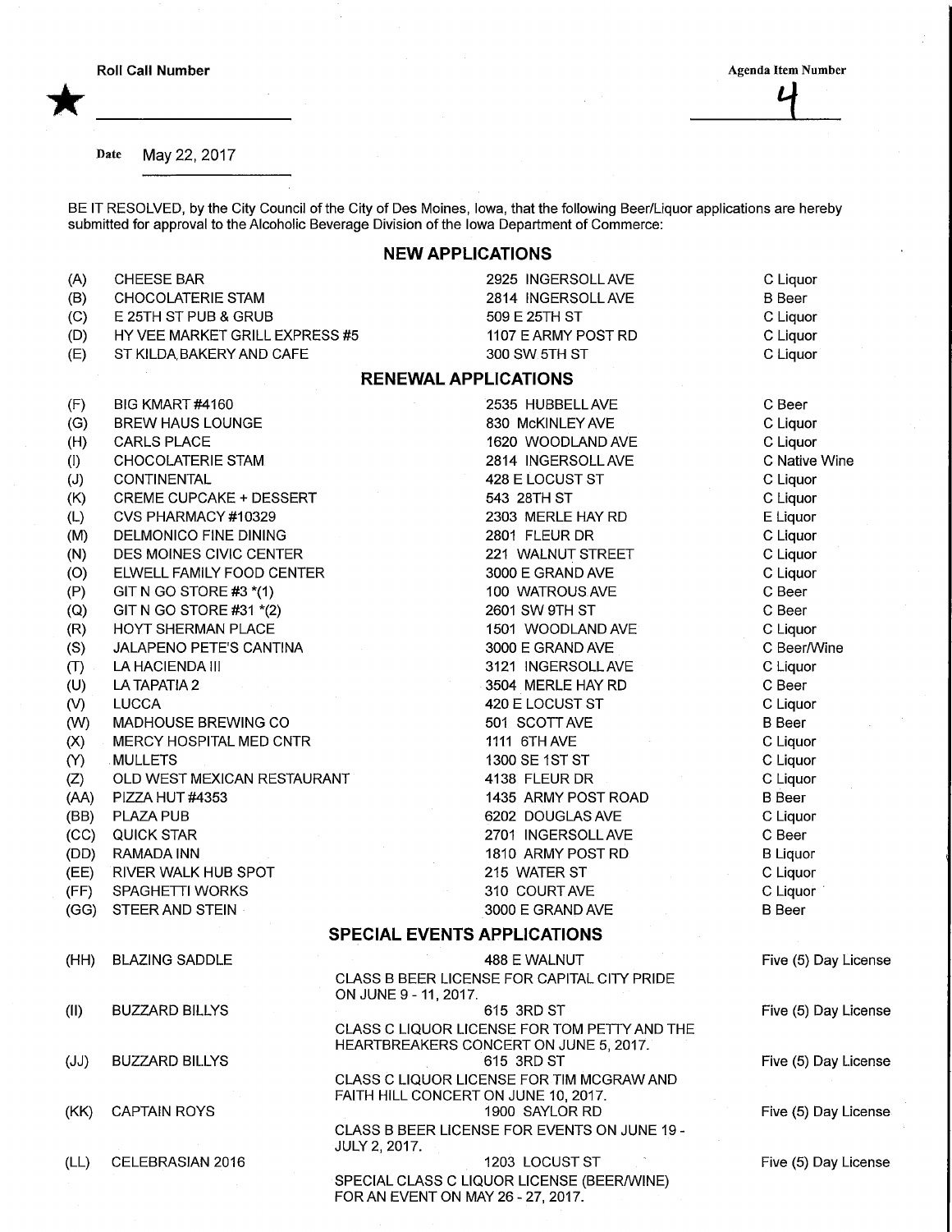★ Roll Call Number ______________

Agenda Item Number 4

Date May 22, 2017

BE IT RESOLVED, by the City Council of the City of Des Moines, Iowa, that the following Beer/Liquor applications are hereby submitted for approval to the Alcoholic Beverage Division of the Iowa Department of Commerce:

## NEW APPLICATIONS

| | | | |
|---|---|---|---|
| (A) | CHEESE BAR | 2925 INGERSOLL AVE | C Liquor |
| (B) | CHOCOLATERIE STAM | 2814 INGERSOLL AVE | B Beer |
| (C) | E 25TH ST PUB & GRUB | 509 E 25TH ST | C Liquor |
| (D) | HY VEE MARKET GRILL EXPRESS #5 | 1107 E ARMY POST RD | C Liquor |
| (E) | ST KILDA BAKERY AND CAFE | 300 SW 5TH ST | C Liquor |

## RENEWAL APPLICATIONS

| | | | |
|---|---|---|---|
| (F) | BIG KMART #4160 | 2535 HUBBELL AVE | C Beer |
| (G) | BREW HAUS LOUNGE | 830 McKINLEY AVE | C Liquor |
| (H) | CARLS PLACE | 1620 WOODLAND AVE | C Liquor |
| (I) | CHOCOLATERIE STAM | 2814 INGERSOLL AVE | C Native Wine |
| (J) | CONTINENTAL | 428 E LOCUST ST | C Liquor |
| (K) | CREME CUPCAKE + DESSERT | 543 28TH ST | C Liquor |
| (L) | CVS PHARMACY #10329 | 2303 MERLE HAY RD | E Liquor |
| (M) | DELMONICO FINE DINING | 2801 FLEUR DR | C Liquor |
| (N) | DES MOINES CIVIC CENTER | 221 WALNUT STREET | C Liquor |
| (O) | ELWELL FAMILY FOOD CENTER | 3000 E GRAND AVE | C Liquor |
| (P) | GIT N GO STORE #3 *(1) | 100 WATROUS AVE | C Beer |
| (Q) | GIT N GO STORE #31 *(2) | 2601 SW 9TH ST | C Beer |
| (R) | HOYT SHERMAN PLACE | 1501 WOODLAND AVE | C Liquor |
| (S) | JALAPENO PETE'S CANTINA | 3000 E GRAND AVE | C Beer/Wine |
| (T) | LA HACIENDA III | 3121 INGERSOLL AVE | C Liquor |
| (U) | LA TAPATIA 2 | 3504 MERLE HAY RD | C Beer |
| (V) | LUCCA | 420 E LOCUST ST | C Liquor |
| (W) | MADHOUSE BREWING CO | 501 SCOTT AVE | B Beer |
| (X) | MERCY HOSPITAL MED CNTR | 1111 6TH AVE | C Liquor |
| (Y) | MULLETS | 1300 SE 1ST ST | C Liquor |
| (Z) | OLD WEST MEXICAN RESTAURANT | 4138 FLEUR DR | C Liquor |
| (AA) | PIZZA HUT #4353 | 1435 ARMY POST ROAD | B Beer |
| (BB) | PLAZA PUB | 6202 DOUGLAS AVE | C Liquor |
| (CC) | QUICK STAR | 2701 INGERSOLL AVE | C Beer |
| (DD) | RAMADA INN | 1810 ARMY POST RD | B Liquor |
| (EE) | RIVER WALK HUB SPOT | 215 WATER ST | C Liquor |
| (FF) | SPAGHETTI WORKS | 310 COURT AVE | C Liquor |
| (GG) | STEER AND STEIN | 3000 E GRAND AVE | B Beer |

## SPECIAL EVENTS APPLICATIONS

| | | | |
|---|---|---|---|
| (HH) | BLAZING SADDLE | 488 E WALNUT<br>CLASS B BEER LICENSE FOR CAPITAL CITY PRIDE ON JUNE 9 - 11, 2017. | Five (5) Day License |
| (II) | BUZZARD BILLYS | 615 3RD ST<br>CLASS C LIQUOR LICENSE FOR TOM PETTY AND THE HEARTBREAKERS CONCERT ON JUNE 5, 2017. | Five (5) Day License |
| (JJ) | BUZZARD BILLYS | 615 3RD ST<br>CLASS C LIQUOR LICENSE FOR TIM MCGRAW AND FAITH HILL CONCERT ON JUNE 10, 2017. | Five (5) Day License |
| (KK) | CAPTAIN ROYS | 1900 SAYLOR RD<br>CLASS B BEER LICENSE FOR EVENTS ON JUNE 19 - JULY 2, 2017. | Five (5) Day License |
| (LL) | CELEBRASIAN 2016 | 1203 LOCUST ST<br>SPECIAL CLASS C LIQUOR LICENSE (BEER/WINE) FOR AN EVENT ON MAY 26 - 27, 2017. | Five (5) Day License |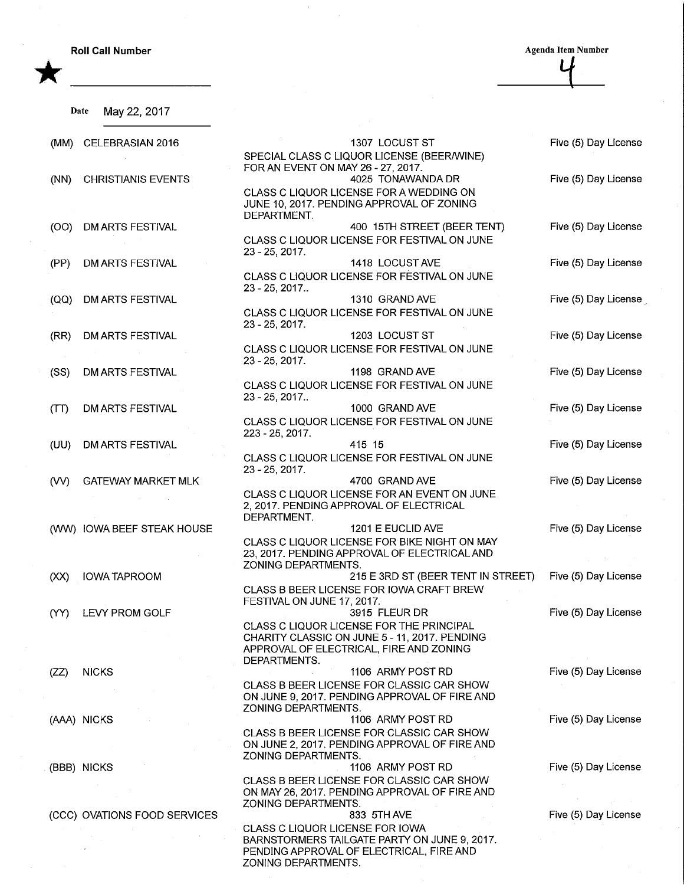Roll Call Number

Agenda Item Number

4

Date May 22, 2017

| | Name | Address / Description | License |
|---|---|---|---|
| (MM) | CELEBRASIAN 2016 | 1307 LOCUST ST<br>SPECIAL CLASS C LIQUOR LICENSE (BEER/WINE) FOR AN EVENT ON MAY 26 - 27, 2017. | Five (5) Day License |
| (NN) | CHRISTIANIS EVENTS | 4025 TONAWANDA DR<br>CLASS C LIQUOR LICENSE FOR A WEDDING ON JUNE 10, 2017. PENDING APPROVAL OF ZONING DEPARTMENT. | Five (5) Day License |
| (OO) | DM ARTS FESTIVAL | 400 15TH STREET (BEER TENT)<br>CLASS C LIQUOR LICENSE FOR FESTIVAL ON JUNE 23 - 25, 2017. | Five (5) Day License |
| (PP) | DM ARTS FESTIVAL | 1418 LOCUST AVE<br>CLASS C LIQUOR LICENSE FOR FESTIVAL ON JUNE 23 - 25, 2017.. | Five (5) Day License |
| (QQ) | DM ARTS FESTIVAL | 1310 GRAND AVE<br>CLASS C LIQUOR LICENSE FOR FESTIVAL ON JUNE 23 - 25, 2017. | Five (5) Day License |
| (RR) | DM ARTS FESTIVAL | 1203 LOCUST ST<br>CLASS C LIQUOR LICENSE FOR FESTIVAL ON JUNE 23 - 25, 2017. | Five (5) Day License |
| (SS) | DM ARTS FESTIVAL | 1198 GRAND AVE<br>CLASS C LIQUOR LICENSE FOR FESTIVAL ON JUNE 23 - 25, 2017.. | Five (5) Day License |
| (TT) | DM ARTS FESTIVAL | 1000 GRAND AVE<br>CLASS C LIQUOR LICENSE FOR FESTIVAL ON JUNE 223 - 25, 2017. | Five (5) Day License |
| (UU) | DM ARTS FESTIVAL | 415 15<br>CLASS C LIQUOR LICENSE FOR FESTIVAL ON JUNE 23 - 25, 2017. | Five (5) Day License |
| (VV) | GATEWAY MARKET MLK | 4700 GRAND AVE<br>CLASS C LIQUOR LICENSE FOR AN EVENT ON JUNE 2, 2017. PENDING APPROVAL OF ELECTRICAL DEPARTMENT. | Five (5) Day License |
| (WW) | IOWA BEEF STEAK HOUSE | 1201 E EUCLID AVE<br>CLASS C LIQUOR LICENSE FOR BIKE NIGHT ON MAY 23, 2017. PENDING APPROVAL OF ELECTRICAL AND ZONING DEPARTMENTS. | Five (5) Day License |
| (XX) | IOWA TAPROOM | 215 E 3RD ST (BEER TENT IN STREET)<br>CLASS B BEER LICENSE FOR IOWA CRAFT BREW FESTIVAL ON JUNE 17, 2017. | Five (5) Day License |
| (YY) | LEVY PROM GOLF | 3915 FLEUR DR<br>CLASS C LIQUOR LICENSE FOR THE PRINCIPAL CHARITY CLASSIC ON JUNE 5 - 11, 2017. PENDING APPROVAL OF ELECTRICAL, FIRE AND ZONING DEPARTMENTS. | Five (5) Day License |
| (ZZ) | NICKS | 1106 ARMY POST RD<br>CLASS B BEER LICENSE FOR CLASSIC CAR SHOW ON JUNE 9, 2017. PENDING APPROVAL OF FIRE AND ZONING DEPARTMENTS. | Five (5) Day License |
| (AAA) | NICKS | 1106 ARMY POST RD<br>CLASS B BEER LICENSE FOR CLASSIC CAR SHOW ON JUNE 2, 2017. PENDING APPROVAL OF FIRE AND ZONING DEPARTMENTS. | Five (5) Day License |
| (BBB) | NICKS | 1106 ARMY POST RD<br>CLASS B BEER LICENSE FOR CLASSIC CAR SHOW ON MAY 26, 2017. PENDING APPROVAL OF FIRE AND ZONING DEPARTMENTS. | Five (5) Day License |
| (CCC) | OVATIONS FOOD SERVICES | 833 5TH AVE<br>CLASS C LIQUOR LICENSE FOR IOWA BARNSTORMERS TAILGATE PARTY ON JUNE 9, 2017. PENDING APPROVAL OF ELECTRICAL, FIRE AND ZONING DEPARTMENTS. | Five (5) Day License |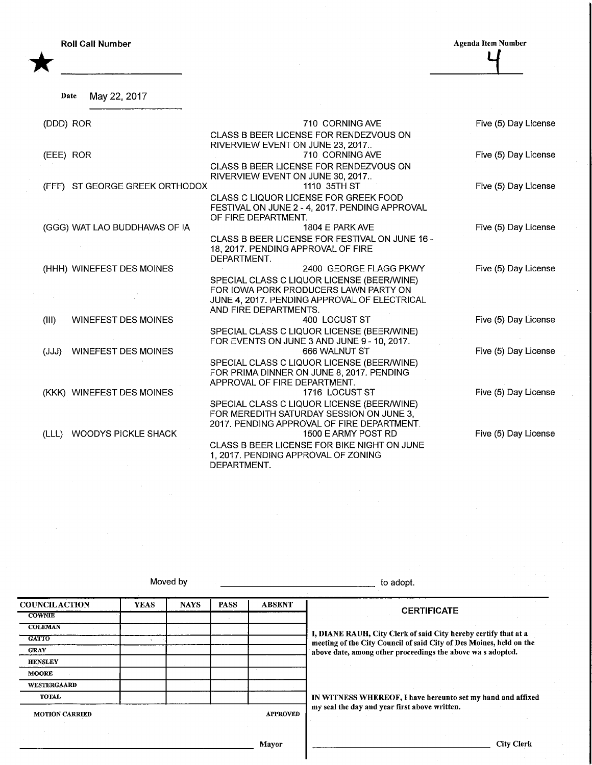Roll Call Number ★ ______________

Agenda Item Number 4

Date May 22, 2017

| | | | |
|---|---|---|---|
| (DDD) | ROR | 710 CORNING AVE<br>CLASS B BEER LICENSE FOR RENDEZVOUS ON RIVERVIEW EVENT ON JUNE 23, 2017.. | Five (5) Day License |
| (EEE) | ROR | 710 CORNING AVE<br>CLASS B BEER LICENSE FOR RENDEZVOUS ON RIVERVIEW EVENT ON JUNE 30, 2017.. | Five (5) Day License |
| (FFF) | ST GEORGE GREEK ORTHODOX | 1110 35TH ST<br>CLASS C LIQUOR LICENSE FOR GREEK FOOD FESTIVAL ON JUNE 2 - 4, 2017. PENDING APPROVAL OF FIRE DEPARTMENT. | Five (5) Day License |
| (GGG) | WAT LAO BUDDHAVAS OF IA | 1804 E PARK AVE<br>CLASS B BEER LICENSE FOR FESTIVAL ON JUNE 16 - 18, 2017. PENDING APPROVAL OF FIRE DEPARTMENT. | Five (5) Day License |
| (HHH) | WINEFEST DES MOINES | 2400 GEORGE FLAGG PKWY<br>SPECIAL CLASS C LIQUOR LICENSE (BEER/WINE) FOR IOWA PORK PRODUCERS LAWN PARTY ON JUNE 4, 2017. PENDING APPROVAL OF ELECTRICAL AND FIRE DEPARTMENTS. | Five (5) Day License |
| (III) | WINEFEST DES MOINES | 400 LOCUST ST<br>SPECIAL CLASS C LIQUOR LICENSE (BEER/WINE) FOR EVENTS ON JUNE 3 AND JUNE 9 - 10, 2017. | Five (5) Day License |
| (JJJ) | WINEFEST DES MOINES | 666 WALNUT ST<br>SPECIAL CLASS C LIQUOR LICENSE (BEER/WINE) FOR PRIMA DINNER ON JUNE 8, 2017. PENDING APPROVAL OF FIRE DEPARTMENT. | Five (5) Day License |
| (KKK) | WINEFEST DES MOINES | 1716 LOCUST ST<br>SPECIAL CLASS C LIQUOR LICENSE (BEER/WINE) FOR MEREDITH SATURDAY SESSION ON JUNE 3, 2017. PENDING APPROVAL OF FIRE DEPARTMENT. | Five (5) Day License |
| (LLL) | WOODYS PICKLE SHACK | 1500 E ARMY POST RD<br>CLASS B BEER LICENSE FOR BIKE NIGHT ON JUNE 1, 2017. PENDING APPROVAL OF ZONING DEPARTMENT. | Five (5) Day License |

Moved by ______________________________ to adopt.

| COUNCIL ACTION | YEAS | NAYS | PASS | ABSENT |
|---|---|---|---|---|
| COWNIE | | | | |
| COLEMAN | | | | |
| GATTO | | | | |
| GRAY | | | | |
| HENSLEY | | | | |
| MOORE | | | | |
| WESTERGAARD | | | | |
| TOTAL | | | | |

MOTION CARRIED APPROVED

______________________________ Mayor

**CERTIFICATE**

**I, DIANE RAUH, City Clerk of said City hereby certify that at a meeting of the City Council of said City of Des Moines, held on the above date, among other proceedings the above wa s adopted.**

**IN WITNESS WHEREOF, I have hereunto set my hand and affixed my seal the day and year first above written.**

______________________________ City Clerk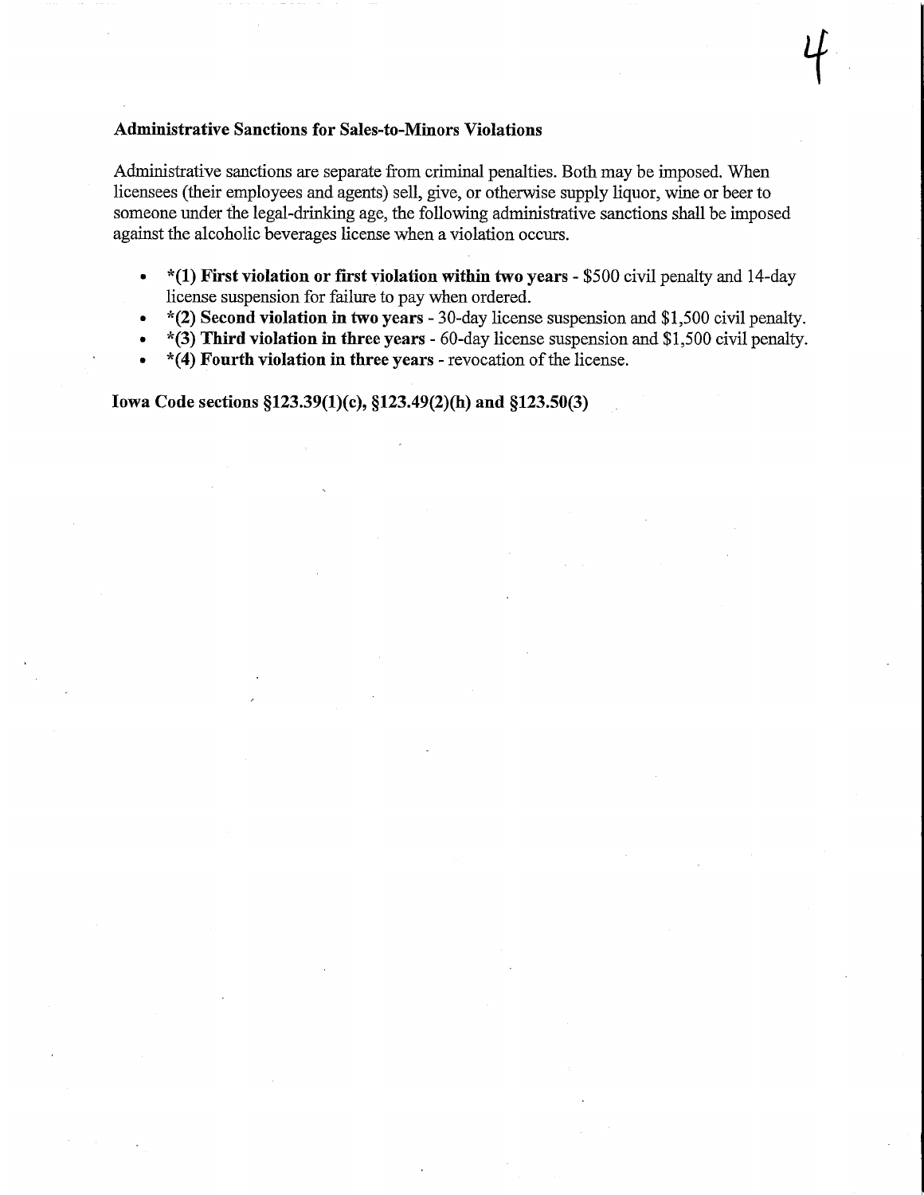**Administrative Sanctions for Sales-to-Minors Violations**

Administrative sanctions are separate from criminal penalties. Both may be imposed. When licensees (their employees and agents) sell, give, or otherwise supply liquor, wine or beer to someone under the legal-drinking age, the following administrative sanctions shall be imposed against the alcoholic beverages license when a violation occurs.

- ***(1) First violation or first violation within two years** - $500 civil penalty and 14-day license suspension for failure to pay when ordered.
- ***(2) Second violation in two years** - 30-day license suspension and $1,500 civil penalty.
- ***(3) Third violation in three years** - 60-day license suspension and $1,500 civil penalty.
- ***(4) Fourth violation in three years** - revocation of the license.

**Iowa Code sections §123.39(1)(c), §123.49(2)(h) and §123.50(3)**